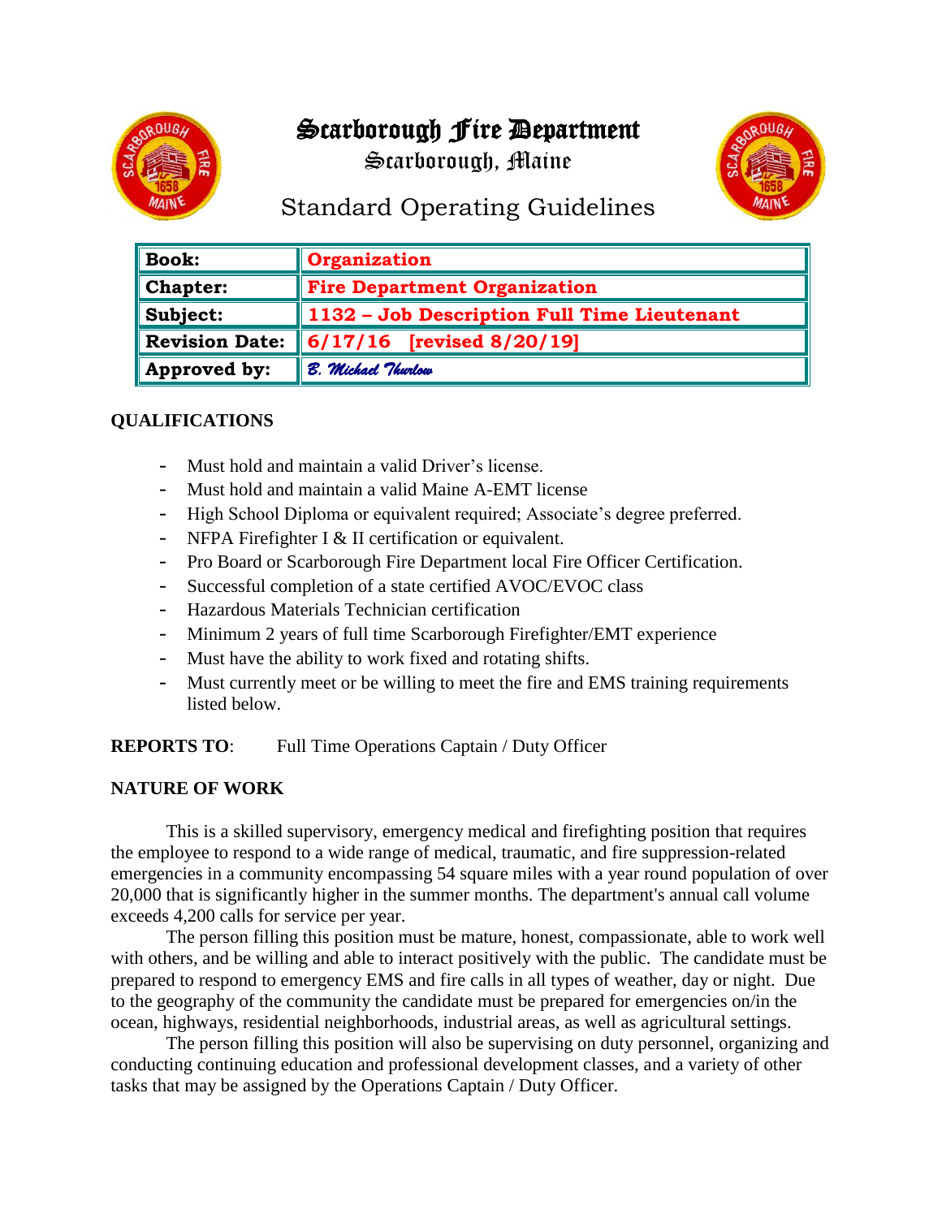# Scarborough Fire Department

Scarborough, Maine

## Standard Operating Guidelines

| **Book:** | **Organization** |
|---|---|
| **Chapter:** | **Fire Department Organization** |
| **Subject:** | **1132 – Job Description Full Time Lieutenant** |
| **Revision Date:** | **6/17/16 [revised 8/20/19]** |
| **Approved by:** | *B. Michael Thurlow* |

**QUALIFICATIONS**

- Must hold and maintain a valid Driver's license.
- Must hold and maintain a valid Maine A-EMT license
- High School Diploma or equivalent required; Associate's degree preferred.
- NFPA Firefighter I & II certification or equivalent.
- Pro Board or Scarborough Fire Department local Fire Officer Certification.
- Successful completion of a state certified AVOC/EVOC class
- Hazardous Materials Technician certification
- Minimum 2 years of full time Scarborough Firefighter/EMT experience
- Must have the ability to work fixed and rotating shifts.
- Must currently meet or be willing to meet the fire and EMS training requirements listed below.

**REPORTS TO**: Full Time Operations Captain / Duty Officer

**NATURE OF WORK**

This is a skilled supervisory, emergency medical and firefighting position that requires the employee to respond to a wide range of medical, traumatic, and fire suppression-related emergencies in a community encompassing 54 square miles with a year round population of over 20,000 that is significantly higher in the summer months. The department's annual call volume exceeds 4,200 calls for service per year.

The person filling this position must be mature, honest, compassionate, able to work well with others, and be willing and able to interact positively with the public. The candidate must be prepared to respond to emergency EMS and fire calls in all types of weather, day or night. Due to the geography of the community the candidate must be prepared for emergencies on/in the ocean, highways, residential neighborhoods, industrial areas, as well as agricultural settings.

The person filling this position will also be supervising on duty personnel, organizing and conducting continuing education and professional development classes, and a variety of other tasks that may be assigned by the Operations Captain / Duty Officer.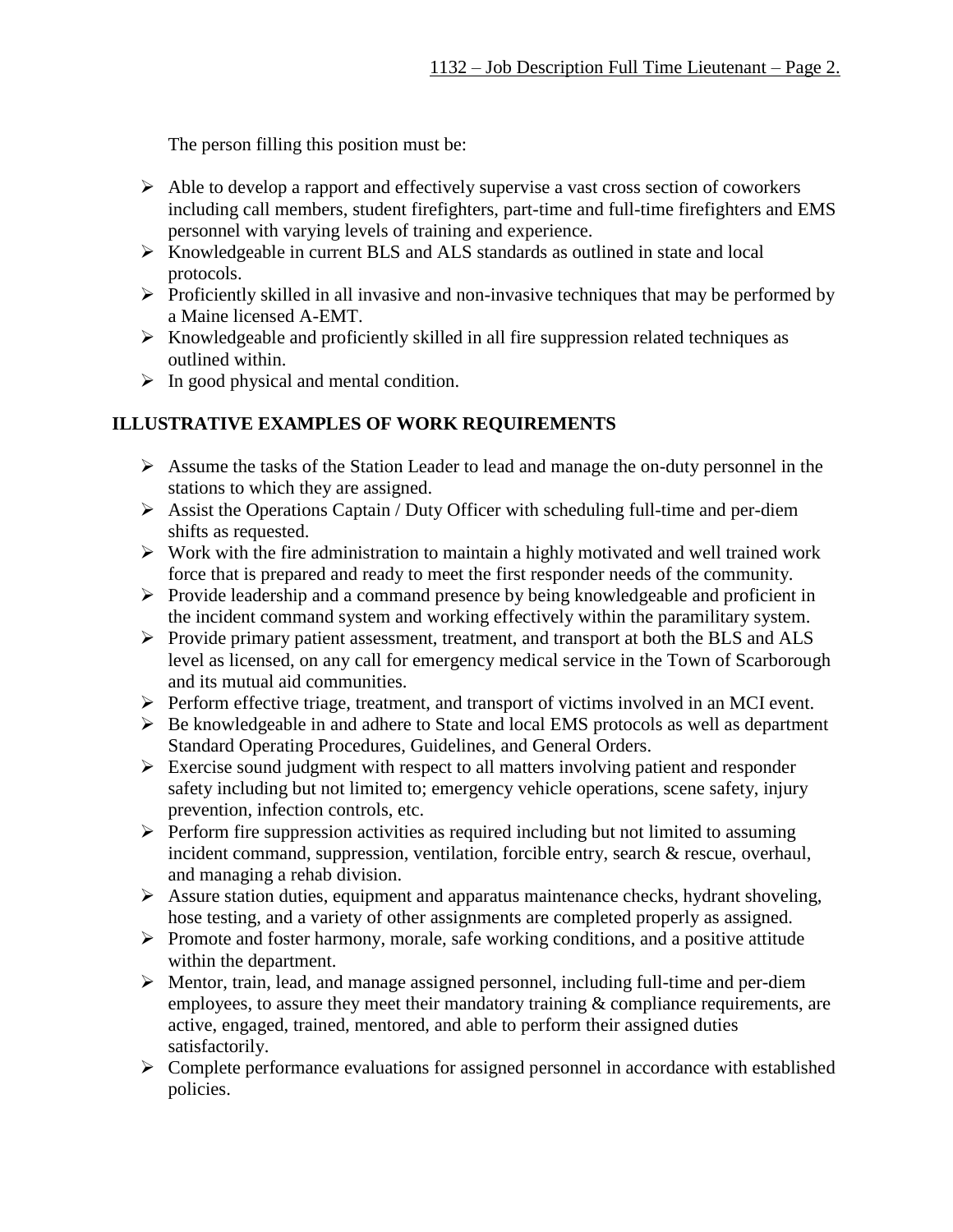The person filling this position must be:

- Able to develop a rapport and effectively supervise a vast cross section of coworkers including call members, student firefighters, part-time and full-time firefighters and EMS personnel with varying levels of training and experience.
- Knowledgeable in current BLS and ALS standards as outlined in state and local protocols.
- Proficiently skilled in all invasive and non-invasive techniques that may be performed by a Maine licensed A-EMT.
- Knowledgeable and proficiently skilled in all fire suppression related techniques as outlined within.
- In good physical and mental condition.

## ILLUSTRATIVE EXAMPLES OF WORK REQUIREMENTS

- Assume the tasks of the Station Leader to lead and manage the on-duty personnel in the stations to which they are assigned.
- Assist the Operations Captain / Duty Officer with scheduling full-time and per-diem shifts as requested.
- Work with the fire administration to maintain a highly motivated and well trained work force that is prepared and ready to meet the first responder needs of the community.
- Provide leadership and a command presence by being knowledgeable and proficient in the incident command system and working effectively within the paramilitary system.
- Provide primary patient assessment, treatment, and transport at both the BLS and ALS level as licensed, on any call for emergency medical service in the Town of Scarborough and its mutual aid communities.
- Perform effective triage, treatment, and transport of victims involved in an MCI event.
- Be knowledgeable in and adhere to State and local EMS protocols as well as department Standard Operating Procedures, Guidelines, and General Orders.
- Exercise sound judgment with respect to all matters involving patient and responder safety including but not limited to; emergency vehicle operations, scene safety, injury prevention, infection controls, etc.
- Perform fire suppression activities as required including but not limited to assuming incident command, suppression, ventilation, forcible entry, search & rescue, overhaul, and managing a rehab division.
- Assure station duties, equipment and apparatus maintenance checks, hydrant shoveling, hose testing, and a variety of other assignments are completed properly as assigned.
- Promote and foster harmony, morale, safe working conditions, and a positive attitude within the department.
- Mentor, train, lead, and manage assigned personnel, including full-time and per-diem employees, to assure they meet their mandatory training & compliance requirements, are active, engaged, trained, mentored, and able to perform their assigned duties satisfactorily.
- Complete performance evaluations for assigned personnel in accordance with established policies.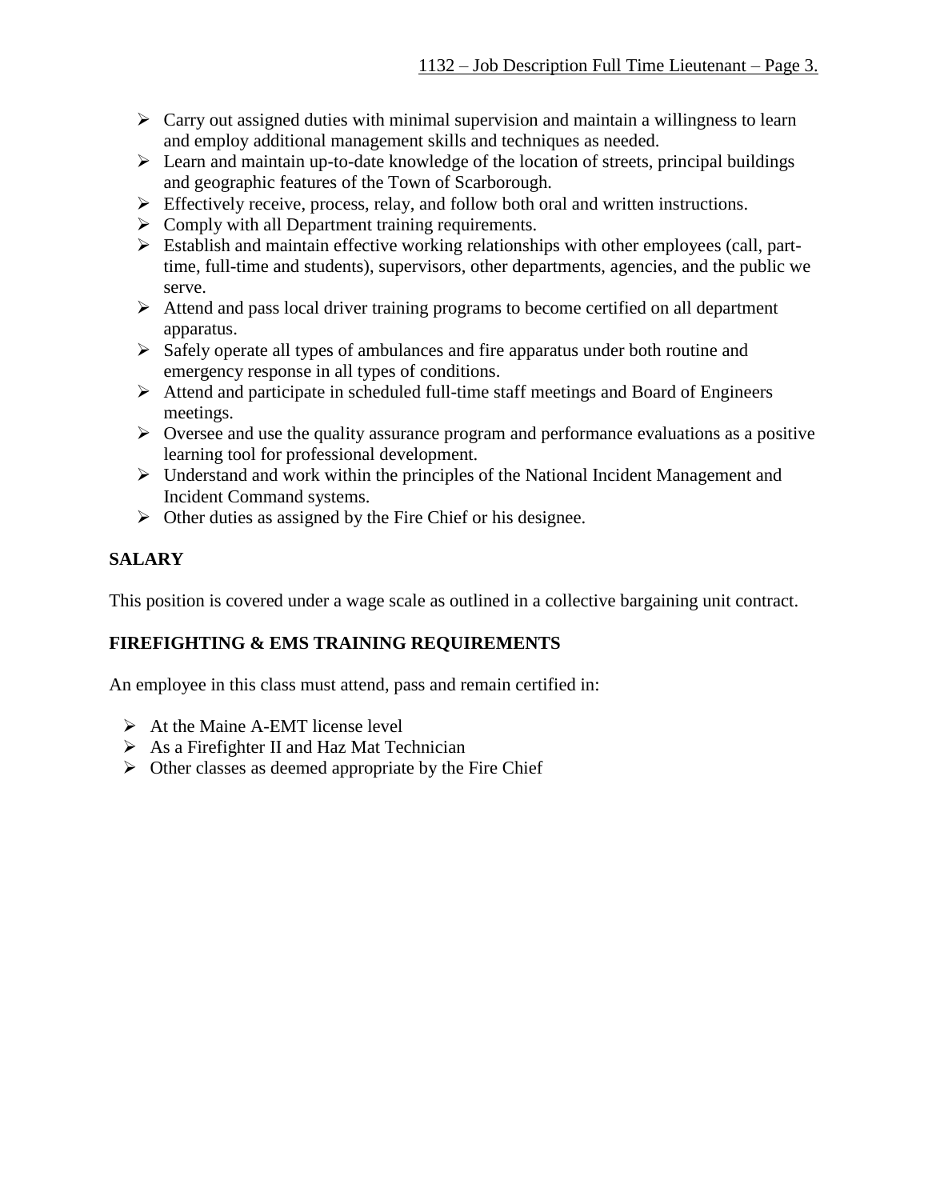- Carry out assigned duties with minimal supervision and maintain a willingness to learn and employ additional management skills and techniques as needed.
- Learn and maintain up-to-date knowledge of the location of streets, principal buildings and geographic features of the Town of Scarborough.
- Effectively receive, process, relay, and follow both oral and written instructions.
- Comply with all Department training requirements.
- Establish and maintain effective working relationships with other employees (call, part-time, full-time and students), supervisors, other departments, agencies, and the public we serve.
- Attend and pass local driver training programs to become certified on all department apparatus.
- Safely operate all types of ambulances and fire apparatus under both routine and emergency response in all types of conditions.
- Attend and participate in scheduled full-time staff meetings and Board of Engineers meetings.
- Oversee and use the quality assurance program and performance evaluations as a positive learning tool for professional development.
- Understand and work within the principles of the National Incident Management and Incident Command systems.
- Other duties as assigned by the Fire Chief or his designee.

**SALARY**

This position is covered under a wage scale as outlined in a collective bargaining unit contract.

**FIREFIGHTING & EMS TRAINING REQUIREMENTS**

An employee in this class must attend, pass and remain certified in:

- At the Maine A-EMT license level
- As a Firefighter II and Haz Mat Technician
- Other classes as deemed appropriate by the Fire Chief